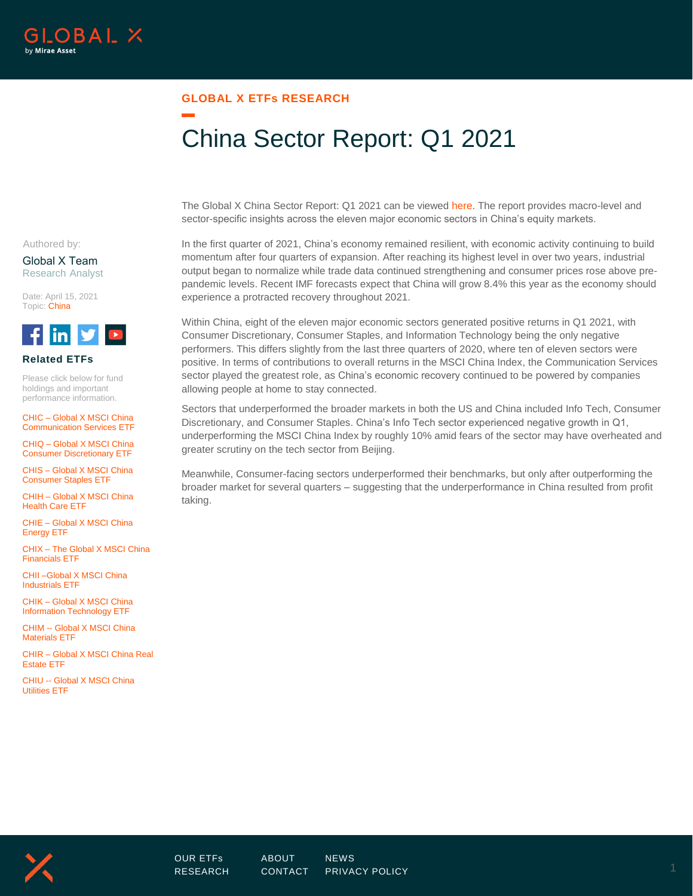GLOBAL X ETFs RESEARCH

# China Sector Report: Q1 2021

Authored by:

Global X Team
Research Analyst

Date: April 15, 2021
Topic: China

### Related ETFs

Please click below for fund holdings and important performance information.

CHIC – Global X MSCI China Communication Services ETF

CHIQ – Global X MSCI China Consumer Discretionary ETF

CHIS – Global X MSCI China Consumer Staples ETF

CHIH – Global X MSCI China Health Care ETF

CHIE – Global X MSCI China Energy ETF

CHIX – The Global X MSCI China Financials ETF

CHII –Global X MSCI China Industrials ETF

CHIK – Global X MSCI China Information Technology ETF

CHIM -- Global X MSCI China Materials ETF

CHIR – Global X MSCI China Real Estate ETF

CHIU -- Global X MSCI China Utilities ETF

The Global X China Sector Report: Q1 2021 can be viewed here. The report provides macro-level and sector-specific insights across the eleven major economic sectors in China's equity markets.

In the first quarter of 2021, China's economy remained resilient, with economic activity continuing to build momentum after four quarters of expansion. After reaching its highest level in over two years, industrial output began to normalize while trade data continued strengthening and consumer prices rose above pre-pandemic levels. Recent IMF forecasts expect that China will grow 8.4% this year as the economy should experience a protracted recovery throughout 2021.

Within China, eight of the eleven major economic sectors generated positive returns in Q1 2021, with Consumer Discretionary, Consumer Staples, and Information Technology being the only negative performers. This differs slightly from the last three quarters of 2020, where ten of eleven sectors were positive. In terms of contributions to overall returns in the MSCI China Index, the Communication Services sector played the greatest role, as China's economic recovery continued to be powered by companies allowing people at home to stay connected.

Sectors that underperformed the broader markets in both the US and China included Info Tech, Consumer Discretionary, and Consumer Staples. China's Info Tech sector experienced negative growth in Q1, underperforming the MSCI China Index by roughly 10% amid fears of the sector may have overheated and greater scrutiny on the tech sector from Beijing.

Meanwhile, Consumer-facing sectors underperformed their benchmarks, but only after outperforming the broader market for several quarters – suggesting that the underperformance in China resulted from profit taking.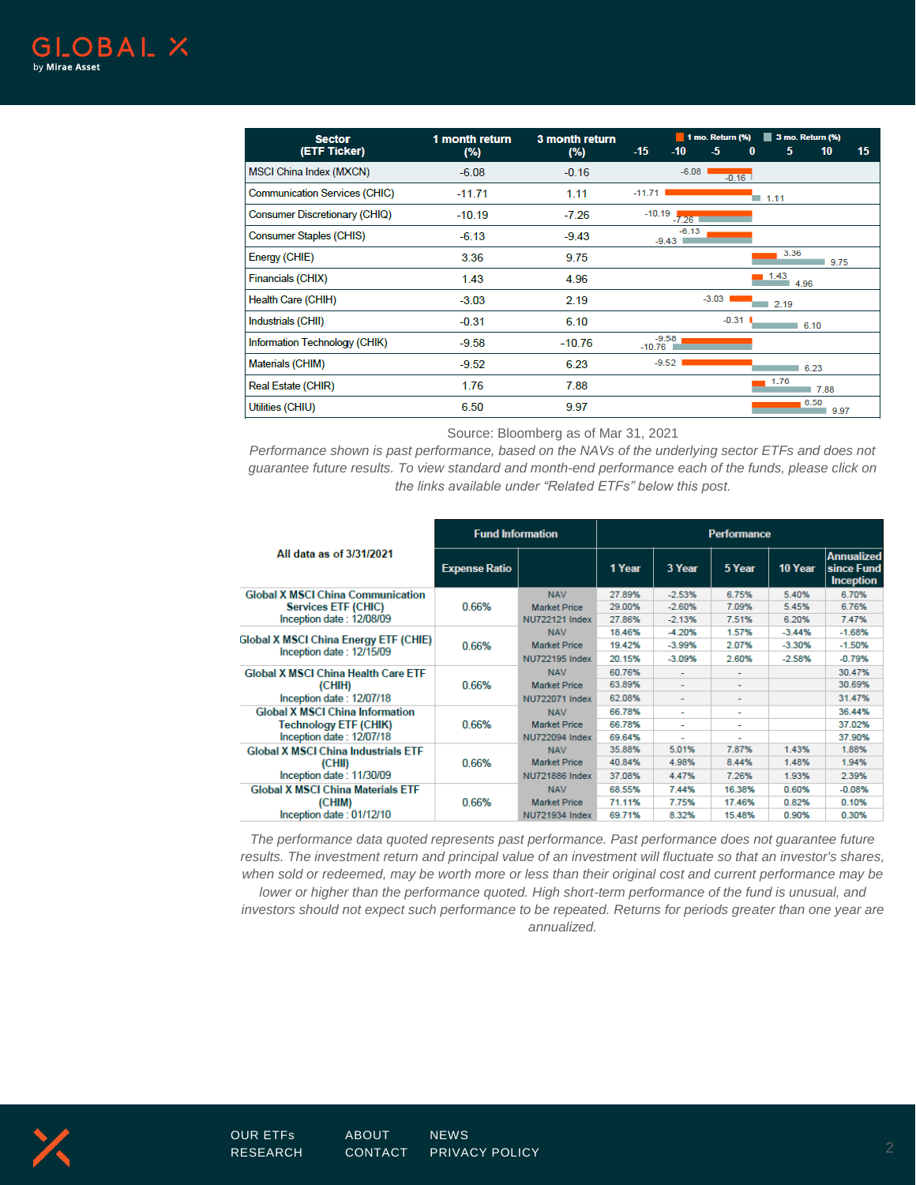| Sector (ETF Ticker) | 1 month return (%) | 3 month return (%) |
|---|---|---|
| MSCI China Index (MXCN) | -6.08 | -0.16 |
| Communication Services (CHIC) | -11.71 | 1.11 |
| Consumer Discretionary (CHIQ) | -10.19 | -7.26 |
| Consumer Staples (CHIS) | -6.13 | -9.43 |
| Energy (CHIE) | 3.36 | 9.75 |
| Financials (CHIX) | 1.43 | 4.96 |
| Health Care (CHIH) | -3.03 | 2.19 |
| Industrials (CHII) | -0.31 | 6.10 |
| Information Technology (CHIK) | -9.58 | -10.76 |
| Materials (CHIM) | -9.52 | 6.23 |
| Real Estate (CHIR) | 1.76 | 7.88 |
| Utilities (CHIU) | 6.50 | 9.97 |

Source: Bloomberg as of Mar 31, 2021

*Performance shown is past performance, based on the NAVs of the underlying sector ETFs and does not guarantee future results. To view standard and month-end performance each of the funds, please click on the links available under “Related ETFs” below this post.*

| All data as of 3/31/2021 | Fund Information | | Performance | | | | |
|---|---|---|---|---|---|---|---|
| | Expense Ratio | | 1 Year | 3 Year | 5 Year | 10 Year | Annualized since Fund Inception |
| Global X MSCI China Communication Services ETF (CHIC) Inception date : 12/08/09 | 0.66% | NAV | 27.89% | -2.53% | 6.75% | 5.40% | 6.70% |
| | | Market Price | 29.00% | -2.60% | 7.09% | 5.45% | 6.76% |
| | | NU722121 Index | 27.86% | -2.13% | 7.51% | 6.20% | 7.47% |
| Global X MSCI China Energy ETF (CHIE) Inception date : 12/15/09 | 0.66% | NAV | 18.46% | -4.20% | 1.57% | -3.44% | -1.68% |
| | | Market Price | 19.42% | -3.99% | 2.07% | -3.30% | -1.50% |
| | | NU722195 Index | 20.15% | -3.09% | 2.60% | -2.58% | -0.79% |
| Global X MSCI China Health Care ETF (CHIH) Inception date : 12/07/18 | 0.66% | NAV | 60.76% | - | - | | 30.47% |
| | | Market Price | 63.89% | - | - | | 30.69% |
| | | NU722071 Index | 62.08% | - | - | | 31.47% |
| Global X MSCI China Information Technology ETF (CHIK) Inception date : 12/07/18 | 0.66% | NAV | 66.78% | - | - | | 36.44% |
| | | Market Price | 66.78% | - | - | | 37.02% |
| | | NU722094 Index | 69.64% | - | - | | 37.90% |
| Global X MSCI China Industrials ETF (CHII) Inception date : 11/30/09 | 0.66% | NAV | 35.88% | 5.01% | 7.87% | 1.43% | 1.88% |
| | | Market Price | 40.84% | 4.98% | 8.44% | 1.48% | 1.94% |
| | | NU721886 Index | 37.08% | 4.47% | 7.26% | 1.93% | 2.39% |
| Global X MSCI China Materials ETF (CHIM) Inception date : 01/12/10 | 0.66% | NAV | 68.55% | 7.44% | 16.38% | 0.60% | -0.08% |
| | | Market Price | 71.11% | 7.75% | 17.46% | 0.82% | 0.10% |
| | | NU721934 Index | 69.71% | 8.32% | 15.48% | 0.90% | 0.30% |

*The performance data quoted represents past performance. Past performance does not guarantee future results. The investment return and principal value of an investment will fluctuate so that an investor's shares, when sold or redeemed, may be worth more or less than their original cost and current performance may be lower or higher than the performance quoted. High short-term performance of the fund is unusual, and investors should not expect such performance to be repeated. Returns for periods greater than one year are annualized.*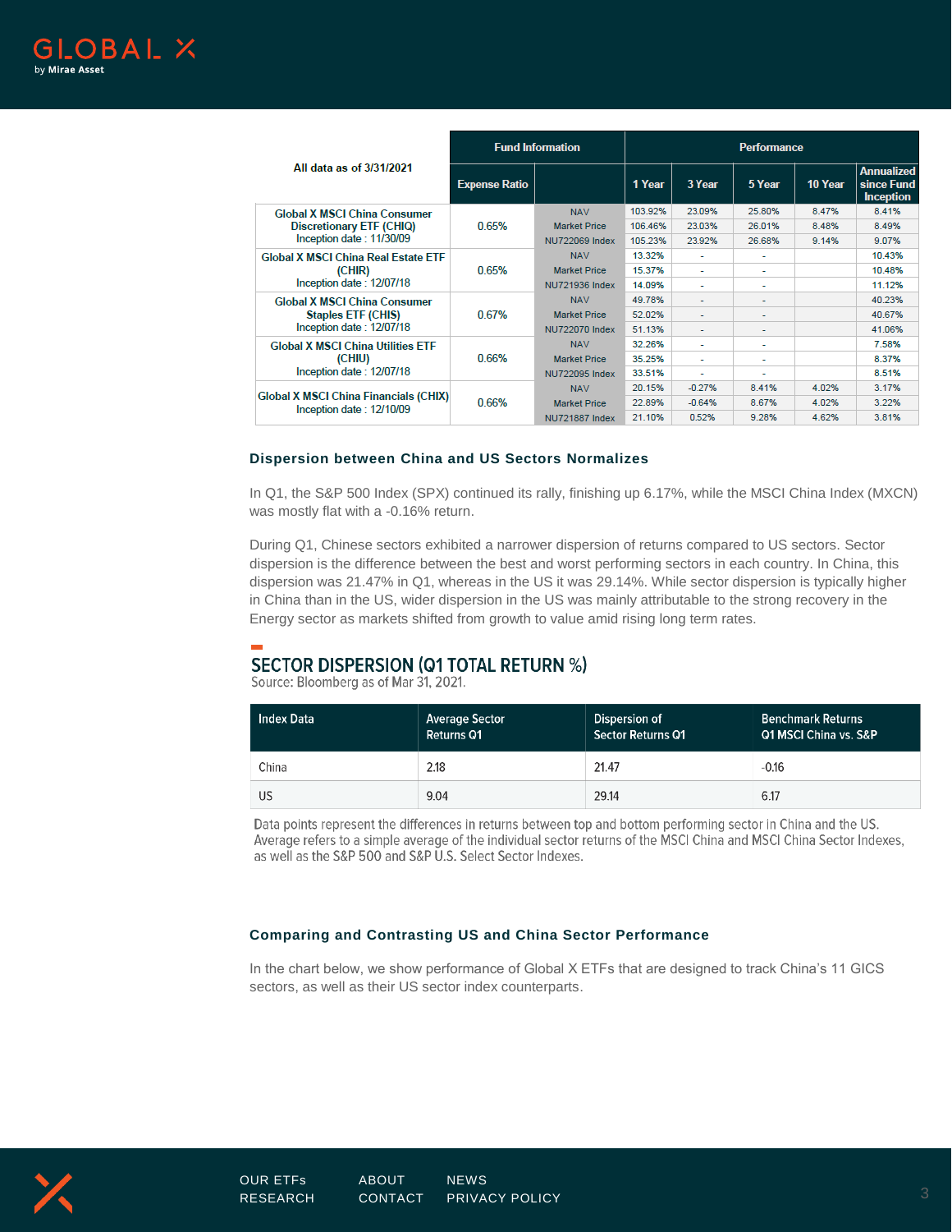| All data as of 3/31/2021 | Fund Information | | Performance | | | | |
|---|---|---|---|---|---|---|---|
| | Expense Ratio | | 1 Year | 3 Year | 5 Year | 10 Year | Annualized since Fund Inception |
| Global X MSCI China Consumer Discretionary ETF (CHIQ) Inception date : 11/30/09 | 0.65% | NAV | 103.92% | 23.09% | 25.80% | 8.47% | 8.41% |
| | | Market Price | 106.46% | 23.03% | 26.01% | 8.48% | 8.49% |
| | | NU722069 Index | 105.23% | 23.92% | 26.68% | 9.14% | 9.07% |
| Global X MSCI China Real Estate ETF (CHIR) Inception date : 12/07/18 | 0.65% | NAV | 13.32% | - | - | | 10.43% |
| | | Market Price | 15.37% | - | - | | 10.48% |
| | | NU721936 Index | 14.09% | - | - | | 11.12% |
| Global X MSCI China Consumer Staples ETF (CHIS) Inception date : 12/07/18 | 0.67% | NAV | 49.78% | - | - | | 40.23% |
| | | Market Price | 52.02% | - | - | | 40.67% |
| | | NU722070 Index | 51.13% | - | - | | 41.06% |
| Global X MSCI China Utilities ETF (CHIU) Inception date : 12/07/18 | 0.66% | NAV | 32.26% | - | - | | 7.58% |
| | | Market Price | 35.25% | - | - | | 8.37% |
| | | NU722095 Index | 33.51% | - | - | | 8.51% |
| Global X MSCI China Financials (CHIX) Inception date : 12/10/09 | 0.66% | NAV | 20.15% | -0.27% | 8.41% | 4.02% | 3.17% |
| | | Market Price | 22.89% | -0.64% | 8.67% | 4.02% | 3.22% |
| | | NU721887 Index | 21.10% | 0.52% | 9.28% | 4.62% | 3.81% |

### Dispersion between China and US Sectors Normalizes

In Q1, the S&P 500 Index (SPX) continued its rally, finishing up 6.17%, while the MSCI China Index (MXCN) was mostly flat with a -0.16% return.

During Q1, Chinese sectors exhibited a narrower dispersion of returns compared to US sectors. Sector dispersion is the difference between the best and worst performing sectors in each country. In China, this dispersion was 21.47% in Q1, whereas in the US it was 29.14%. While sector dispersion is typically higher in China than in the US, wider dispersion in the US was mainly attributable to the strong recovery in the Energy sector as markets shifted from growth to value amid rising long term rates.

## SECTOR DISPERSION (Q1 TOTAL RETURN %)

Source: Bloomberg as of Mar 31, 2021.

| Index Data | Average Sector Returns Q1 | Dispersion of Sector Returns Q1 | Benchmark Returns Q1 MSCI China vs. S&P |
|---|---|---|---|
| China | 2.18 | 21.47 | -0.16 |
| US | 9.04 | 29.14 | 6.17 |

Data points represent the differences in returns between top and bottom performing sector in China and the US. Average refers to a simple average of the individual sector returns of the MSCI China and MSCI China Sector Indexes, as well as the S&P 500 and S&P U.S. Select Sector Indexes.

### Comparing and Contrasting US and China Sector Performance

In the chart below, we show performance of Global X ETFs that are designed to track China's 11 GICS sectors, as well as their US sector index counterparts.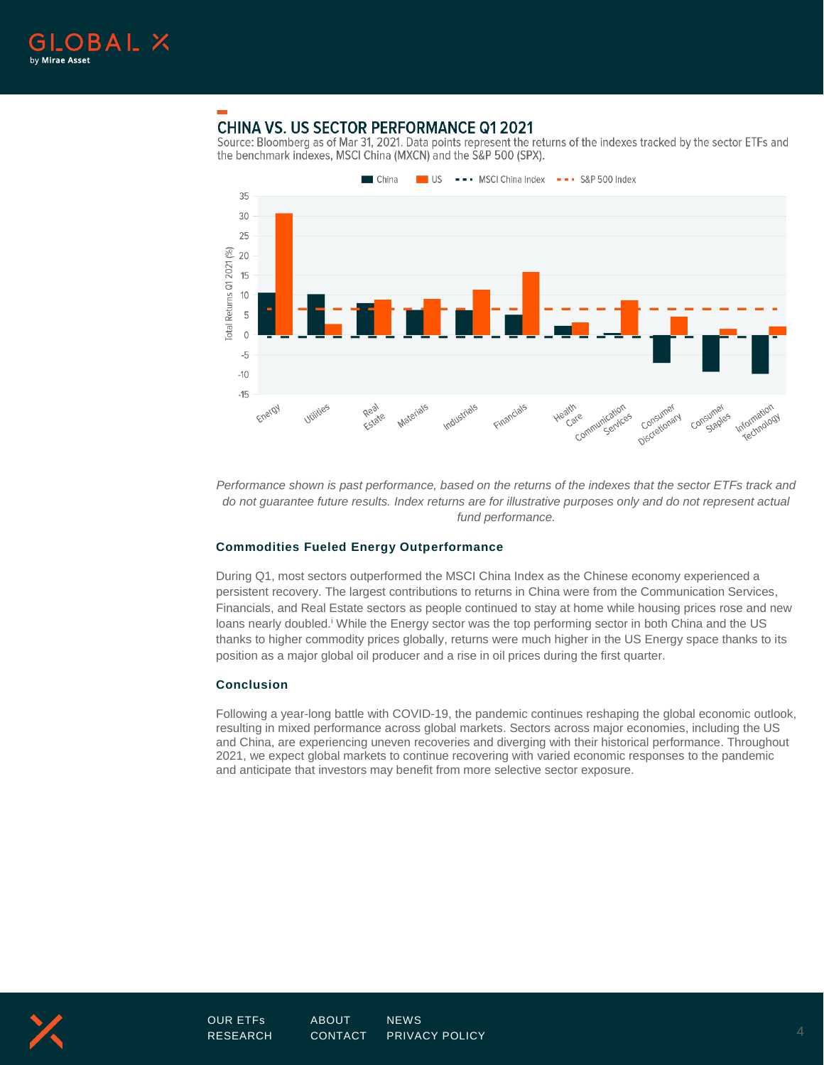## CHINA VS. US SECTOR PERFORMANCE Q1 2021

Source: Bloomberg as of Mar 31, 2021. Data points represent the returns of the indexes tracked by the sector ETFs and the benchmark indexes, MSCI China (MXCN) and the S&P 500 (SPX).

*Performance shown is past performance, based on the returns of the indexes that the sector ETFs track and do not guarantee future results. Index returns are for illustrative purposes only and do not represent actual fund performance.*

### Commodities Fueled Energy Outperformance

During Q1, most sectors outperformed the MSCI China Index as the Chinese economy experienced a persistent recovery. The largest contributions to returns in China were from the Communication Services, Financials, and Real Estate sectors as people continued to stay at home while housing prices rose and new loans nearly doubled.[i] While the Energy sector was the top performing sector in both China and the US thanks to higher commodity prices globally, returns were much higher in the US Energy space thanks to its position as a major global oil producer and a rise in oil prices during the first quarter.

### Conclusion

Following a year-long battle with COVID-19, the pandemic continues reshaping the global economic outlook, resulting in mixed performance across global markets. Sectors across major economies, including the US and China, are experiencing uneven recoveries and diverging with their historical performance. Throughout 2021, we expect global markets to continue recovering with varied economic responses to the pandemic and anticipate that investors may benefit from more selective sector exposure.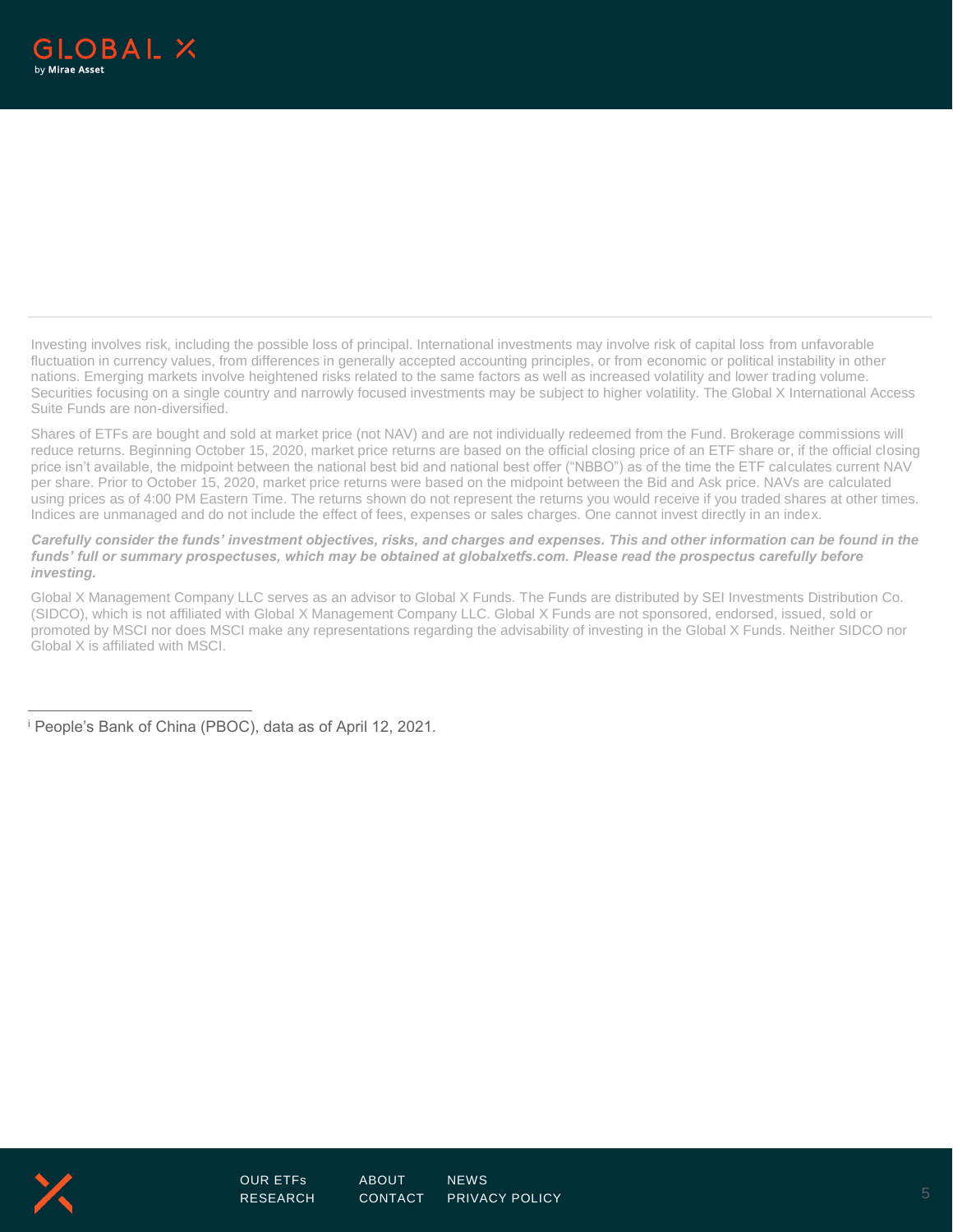Investing involves risk, including the possible loss of principal. International investments may involve risk of capital loss from unfavorable fluctuation in currency values, from differences in generally accepted accounting principles, or from economic or political instability in other nations. Emerging markets involve heightened risks related to the same factors as well as increased volatility and lower trading volume. Securities focusing on a single country and narrowly focused investments may be subject to higher volatility. The Global X International Access Suite Funds are non-diversified.

Shares of ETFs are bought and sold at market price (not NAV) and are not individually redeemed from the Fund. Brokerage commissions will reduce returns. Beginning October 15, 2020, market price returns are based on the official closing price of an ETF share or, if the official closing price isn't available, the midpoint between the national best bid and national best offer ("NBBO") as of the time the ETF calculates current NAV per share. Prior to October 15, 2020, market price returns were based on the midpoint between the Bid and Ask price. NAVs are calculated using prices as of 4:00 PM Eastern Time. The returns shown do not represent the returns you would receive if you traded shares at other times. Indices are unmanaged and do not include the effect of fees, expenses or sales charges. One cannot invest directly in an index.

***Carefully consider the funds' investment objectives, risks, and charges and expenses. This and other information can be found in the funds' full or summary prospectuses, which may be obtained at globalxetfs.com. Please read the prospectus carefully before investing.***

Global X Management Company LLC serves as an advisor to Global X Funds. The Funds are distributed by SEI Investments Distribution Co. (SIDCO), which is not affiliated with Global X Management Company LLC. Global X Funds are not sponsored, endorsed, issued, sold or promoted by MSCI nor does MSCI make any representations regarding the advisability of investing in the Global X Funds. Neither SIDCO nor Global X is affiliated with MSCI.

---

[i] People's Bank of China (PBOC), data as of April 12, 2021.